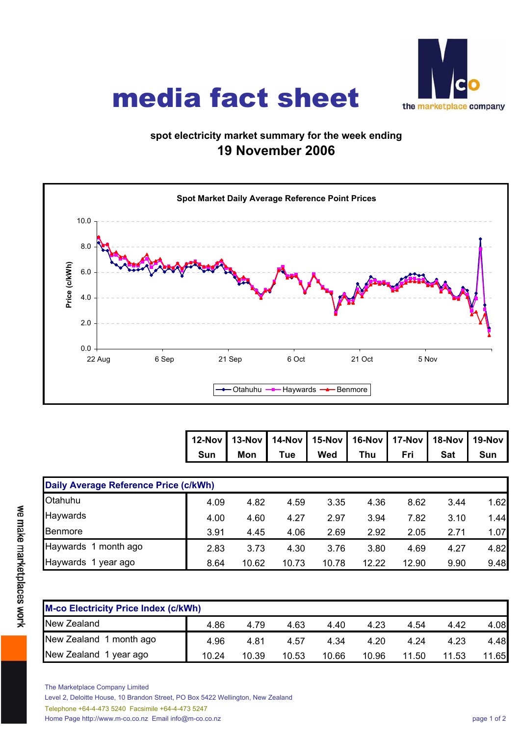# media fact sheet

the marketplace company

spot electricity market summary for the week ending

## 19 November 2006

**Spot Market Daily Average Reference Point Prices**

|  | 12-Nov Sun | 13-Nov Mon | 14-Nov Tue | 15-Nov Wed | 16-Nov Thu | 17-Nov Fri | 18-Nov Sat | 19-Nov Sun |
|---|---|---|---|---|---|---|---|---|
| **Daily Average Reference Price (c/kWh)** | | | | | | | | |
| Otahuhu | 4.09 | 4.82 | 4.59 | 3.35 | 4.36 | 8.62 | 3.44 | 1.62 |
| Haywards | 4.00 | 4.60 | 4.27 | 2.97 | 3.94 | 7.82 | 3.10 | 1.44 |
| Benmore | 3.91 | 4.45 | 4.06 | 2.69 | 2.92 | 2.05 | 2.71 | 1.07 |
| Haywards 1 month ago | 2.83 | 3.73 | 4.30 | 3.76 | 3.80 | 4.69 | 4.27 | 4.82 |
| Haywards 1 year ago | 8.64 | 10.62 | 10.73 | 10.78 | 12.22 | 12.90 | 9.90 | 9.48 |

| **M-co Electricity Price Index (c/kWh)** | 12-Nov Sun | 13-Nov Mon | 14-Nov Tue | 15-Nov Wed | 16-Nov Thu | 17-Nov Fri | 18-Nov Sat | 19-Nov Sun |
|---|---|---|---|---|---|---|---|---|
| New Zealand | 4.86 | 4.79 | 4.63 | 4.40 | 4.23 | 4.54 | 4.42 | 4.08 |
| New Zealand 1 month ago | 4.96 | 4.81 | 4.57 | 4.34 | 4.20 | 4.24 | 4.23 | 4.48 |
| New Zealand 1 year ago | 10.24 | 10.39 | 10.53 | 10.66 | 10.96 | 11.50 | 11.53 | 11.65 |

we make marketplaces work

The Marketplace Company Limited
Level 2, Deloitte House, 10 Brandon Street, PO Box 5422 Wellington, New Zealand
Telephone +64-4-473 5240 Facsimile +64-4-473 5247
Home Page http://www.m-co.co.nz Email info@m-co.co.nz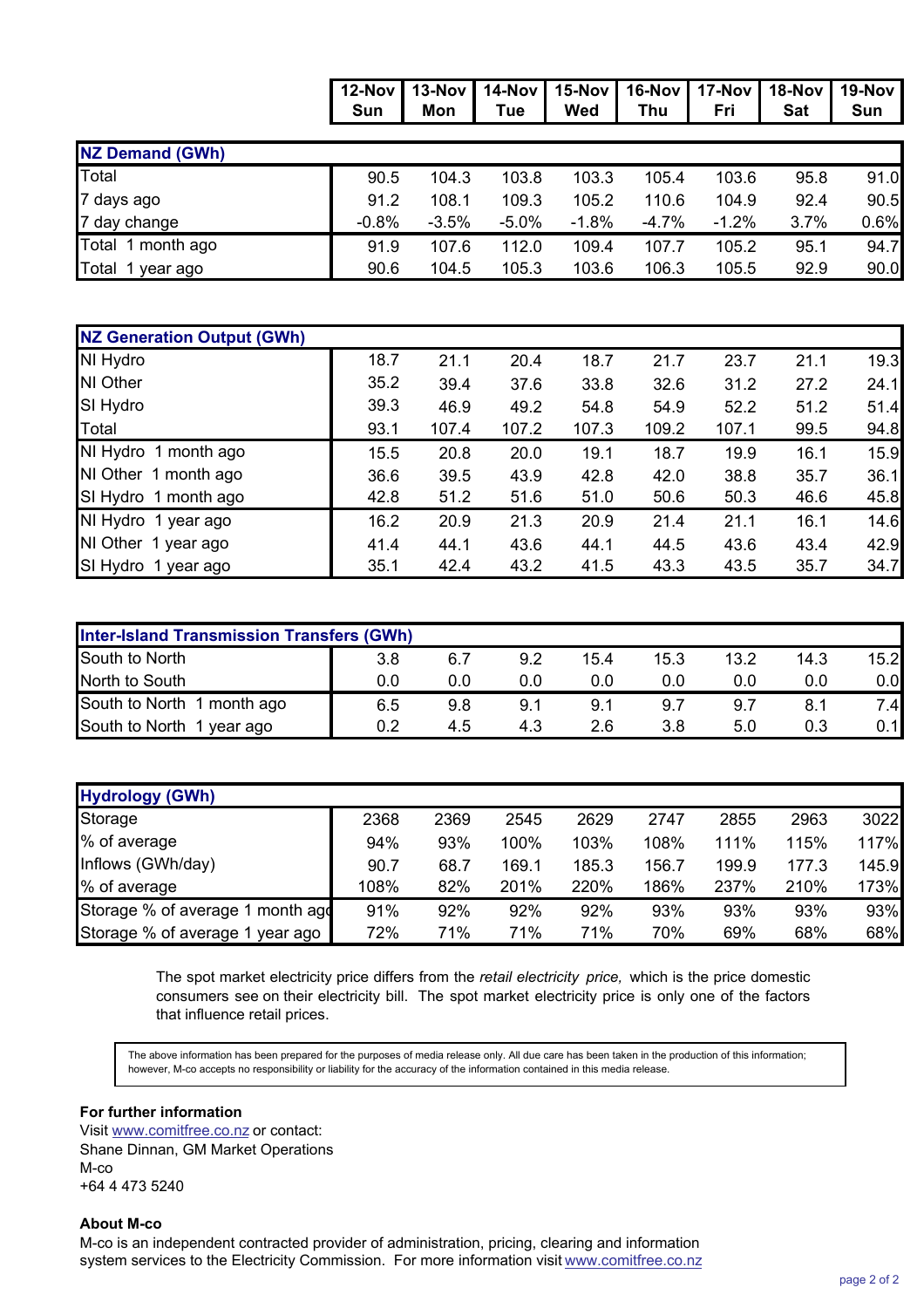| | 12-Nov Sun | 13-Nov Mon | 14-Nov Tue | 15-Nov Wed | 16-Nov Thu | 17-Nov Fri | 18-Nov Sat | 19-Nov Sun |
|---|---|---|---|---|---|---|---|---|
| **NZ Demand (GWh)** | | | | | | | | |
| Total | 90.5 | 104.3 | 103.8 | 103.3 | 105.4 | 103.6 | 95.8 | 91.0 |
| 7 days ago | 91.2 | 108.1 | 109.3 | 105.2 | 110.6 | 104.9 | 92.4 | 90.5 |
| 7 day change | -0.8% | -3.5% | -5.0% | -1.8% | -4.7% | -1.2% | 3.7% | 0.6% |
| Total 1 month ago | 91.9 | 107.6 | 112.0 | 109.4 | 107.7 | 105.2 | 95.1 | 94.7 |
| Total 1 year ago | 90.6 | 104.5 | 105.3 | 103.6 | 106.3 | 105.5 | 92.9 | 90.0 |

| | | | | | | | | |
|---|---|---|---|---|---|---|---|---|
| **NZ Generation Output (GWh)** | | | | | | | | |
| NI Hydro | 18.7 | 21.1 | 20.4 | 18.7 | 21.7 | 23.7 | 21.1 | 19.3 |
| NI Other | 35.2 | 39.4 | 37.6 | 33.8 | 32.6 | 31.2 | 27.2 | 24.1 |
| SI Hydro | 39.3 | 46.9 | 49.2 | 54.8 | 54.9 | 52.2 | 51.2 | 51.4 |
| Total | 93.1 | 107.4 | 107.2 | 107.3 | 109.2 | 107.1 | 99.5 | 94.8 |
| NI Hydro 1 month ago | 15.5 | 20.8 | 20.0 | 19.1 | 18.7 | 19.9 | 16.1 | 15.9 |
| NI Other 1 month ago | 36.6 | 39.5 | 43.9 | 42.8 | 42.0 | 38.8 | 35.7 | 36.1 |
| SI Hydro 1 month ago | 42.8 | 51.2 | 51.6 | 51.0 | 50.6 | 50.3 | 46.6 | 45.8 |
| NI Hydro 1 year ago | 16.2 | 20.9 | 21.3 | 20.9 | 21.4 | 21.1 | 16.1 | 14.6 |
| NI Other 1 year ago | 41.4 | 44.1 | 43.6 | 44.1 | 44.5 | 43.6 | 43.4 | 42.9 |
| SI Hydro 1 year ago | 35.1 | 42.4 | 43.2 | 41.5 | 43.3 | 43.5 | 35.7 | 34.7 |

| | | | | | | | | |
|---|---|---|---|---|---|---|---|---|
| **Inter-Island Transmission Transfers (GWh)** | | | | | | | | |
| South to North | 3.8 | 6.7 | 9.2 | 15.4 | 15.3 | 13.2 | 14.3 | 15.2 |
| North to South | 0.0 | 0.0 | 0.0 | 0.0 | 0.0 | 0.0 | 0.0 | 0.0 |
| South to North 1 month ago | 6.5 | 9.8 | 9.1 | 9.1 | 9.7 | 9.7 | 8.1 | 7.4 |
| South to North 1 year ago | 0.2 | 4.5 | 4.3 | 2.6 | 3.8 | 5.0 | 0.3 | 0.1 |

| | | | | | | | | |
|---|---|---|---|---|---|---|---|---|
| **Hydrology (GWh)** | | | | | | | | |
| Storage | 2368 | 2369 | 2545 | 2629 | 2747 | 2855 | 2963 | 3022 |
| % of average | 94% | 93% | 100% | 103% | 108% | 111% | 115% | 117% |
| Inflows (GWh/day) | 90.7 | 68.7 | 169.1 | 185.3 | 156.7 | 199.9 | 177.3 | 145.9 |
| % of average | 108% | 82% | 201% | 220% | 186% | 237% | 210% | 173% |
| Storage % of average 1 month ago | 91% | 92% | 92% | 92% | 93% | 93% | 93% | 93% |
| Storage % of average 1 year ago | 72% | 71% | 71% | 71% | 70% | 69% | 68% | 68% |

The spot market electricity price differs from the *retail electricity price,* which is the price domestic consumers see on their electricity bill. The spot market electricity price is only one of the factors that influence retail prices.

The above information has been prepared for the purposes of media release only. All due care has been taken in the production of this information; however, M-co accepts no responsibility or liability for the accuracy of the information contained in this media release.

**For further information**

Visit www.comitfree.co.nz or contact:
Shane Dinnan, GM Market Operations
M-co
+64 4 473 5240

**About M-co**

M-co is an independent contracted provider of administration, pricing, clearing and information system services to the Electricity Commission. For more information visit www.comitfree.co.nz